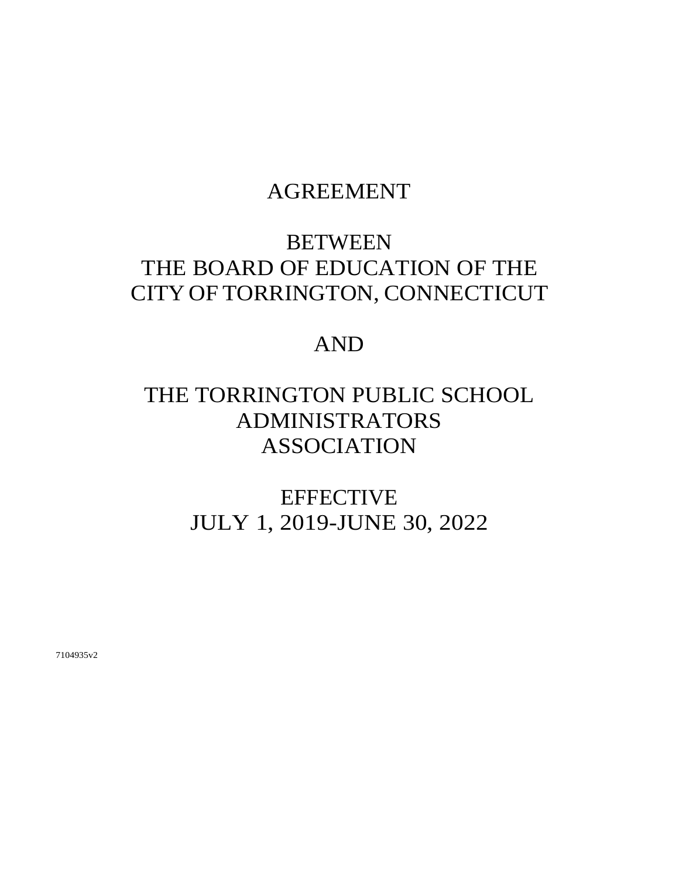# AGREEMENT

# BETWEEN
# THE BOARD OF EDUCATION OF THE CITY OF TORRINGTON, CONNECTICUT

# AND

# THE TORRINGTON PUBLIC SCHOOL ADMINISTRATORS ASSOCIATION

# EFFECTIVE
# JULY 1, 2019-JUNE 30, 2022

7104935v2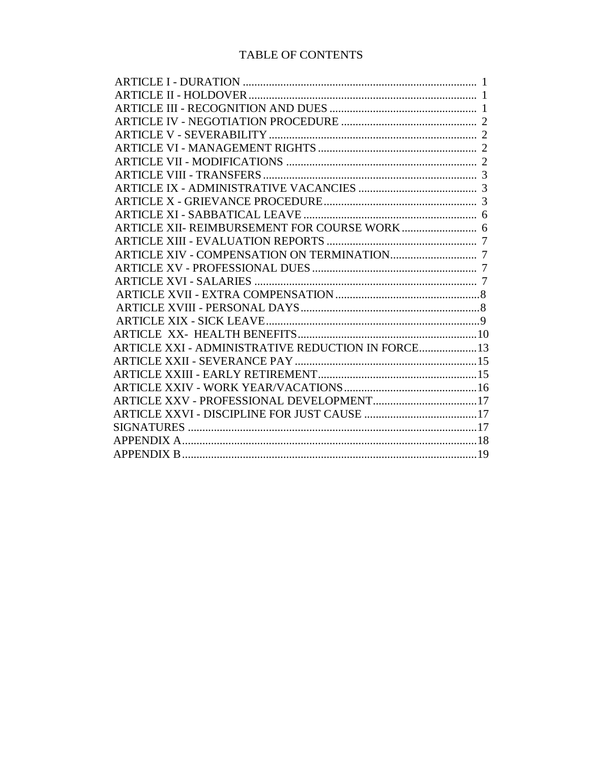# TABLE OF CONTENTS

| | |
|---|---|
| ARTICLE I - DURATION | 1 |
| ARTICLE II - HOLDOVER | 1 |
| ARTICLE III - RECOGNITION AND DUES | 1 |
| ARTICLE IV - NEGOTIATION PROCEDURE | 2 |
| ARTICLE V - SEVERABILITY | 2 |
| ARTICLE VI - MANAGEMENT RIGHTS | 2 |
| ARTICLE VII - MODIFICATIONS | 2 |
| ARTICLE VIII - TRANSFERS | 3 |
| ARTICLE IX - ADMINISTRATIVE VACANCIES | 3 |
| ARTICLE X - GRIEVANCE PROCEDURE | 3 |
| ARTICLE XI - SABBATICAL LEAVE | 6 |
| ARTICLE XII- REIMBURSEMENT FOR COURSE WORK | 6 |
| ARTICLE XIII - EVALUATION REPORTS | 7 |
| ARTICLE XIV - COMPENSATION ON TERMINATION | 7 |
| ARTICLE XV - PROFESSIONAL DUES | 7 |
| ARTICLE XVI - SALARIES | 7 |
| ARTICLE XVII - EXTRA COMPENSATION | 8 |
| ARTICLE XVIII - PERSONAL DAYS | 8 |
| ARTICLE XIX - SICK LEAVE | 9 |
| ARTICLE XX- HEALTH BENEFITS | 10 |
| ARTICLE XXI - ADMINISTRATIVE REDUCTION IN FORCE | 13 |
| ARTICLE XXII - SEVERANCE PAY | 15 |
| ARTICLE XXIII - EARLY RETIREMENT | 15 |
| ARTICLE XXIV - WORK YEAR/VACATIONS | 16 |
| ARTICLE XXV - PROFESSIONAL DEVELOPMENT | 17 |
| ARTICLE XXVI - DISCIPLINE FOR JUST CAUSE | 17 |
| SIGNATURES | 17 |
| APPENDIX A | 18 |
| APPENDIX B | 19 |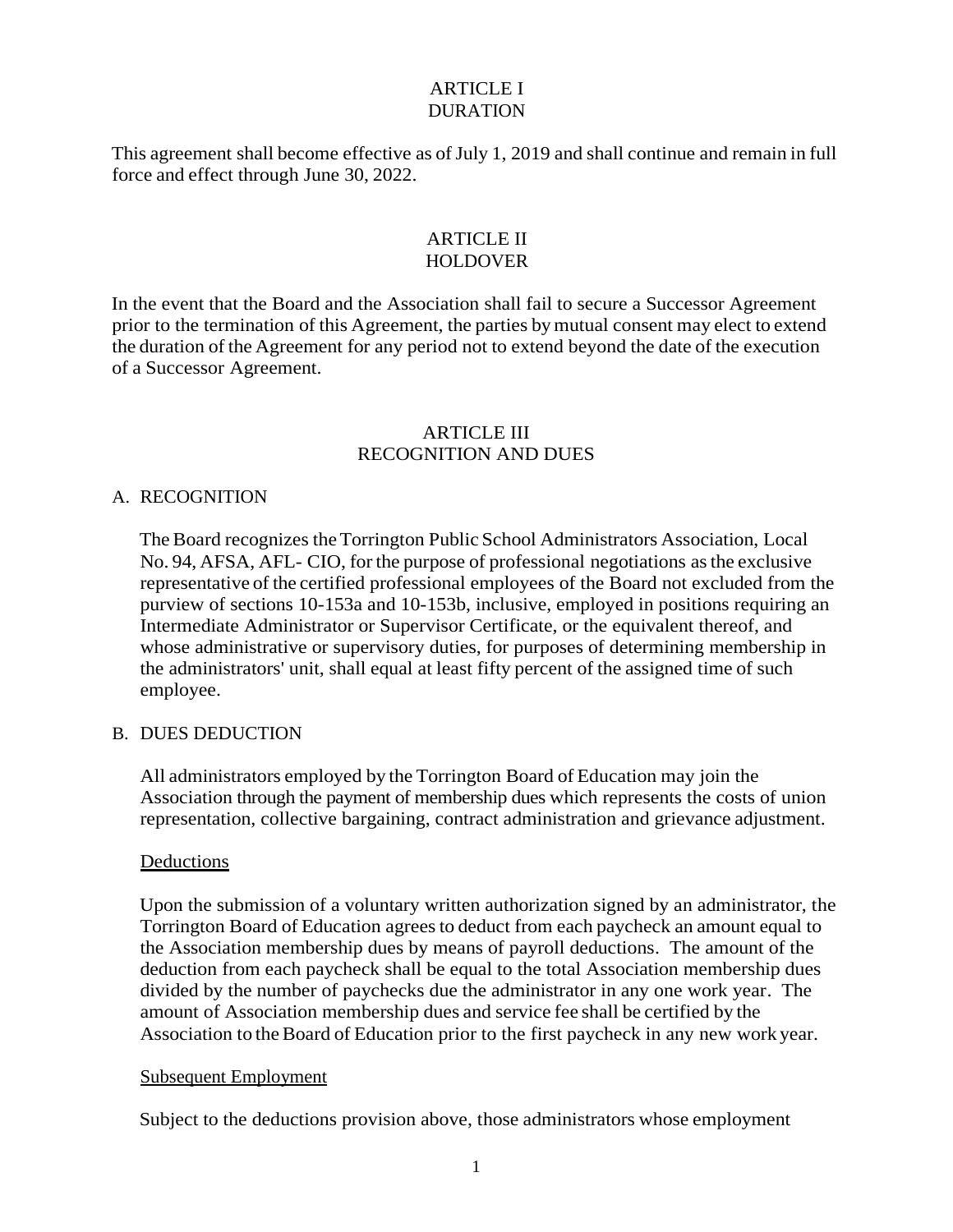## ARTICLE I
## DURATION

This agreement shall become effective as of July 1, 2019 and shall continue and remain in full force and effect through June 30, 2022.

## ARTICLE II
## HOLDOVER

In the event that the Board and the Association shall fail to secure a Successor Agreement prior to the termination of this Agreement, the parties by mutual consent may elect to extend the duration of the Agreement for any period not to extend beyond the date of the execution of a Successor Agreement.

## ARTICLE III
## RECOGNITION AND DUES

A. RECOGNITION

The Board recognizes the Torrington Public School Administrators Association, Local No. 94, AFSA, AFL- CIO, for the purpose of professional negotiations as the exclusive representative of the certified professional employees of the Board not excluded from the purview of sections 10-153a and 10-153b, inclusive, employed in positions requiring an Intermediate Administrator or Supervisor Certificate, or the equivalent thereof, and whose administrative or supervisory duties, for purposes of determining membership in the administrators' unit, shall equal at least fifty percent of the assigned time of such employee.

B. DUES DEDUCTION

All administrators employed by the Torrington Board of Education may join the Association through the payment of membership dues which represents the costs of union representation, collective bargaining, contract administration and grievance adjustment.

Deductions

Upon the submission of a voluntary written authorization signed by an administrator, the Torrington Board of Education agrees to deduct from each paycheck an amount equal to the Association membership dues by means of payroll deductions. The amount of the deduction from each paycheck shall be equal to the total Association membership dues divided by the number of paychecks due the administrator in any one work year. The amount of Association membership dues and service fee shall be certified by the Association to the Board of Education prior to the first paycheck in any new work year.

Subsequent Employment

Subject to the deductions provision above, those administrators whose employment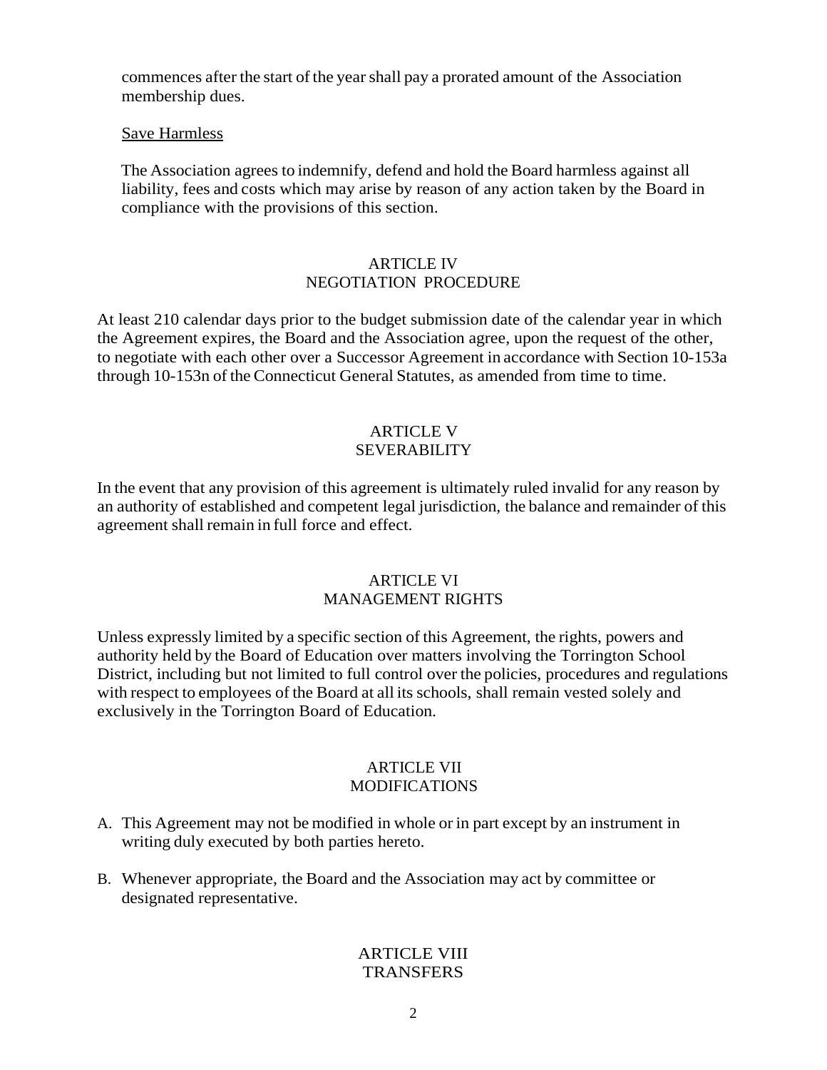commences after the start of the year shall pay a prorated amount of the Association membership dues.

Save Harmless

The Association agrees to indemnify, defend and hold the Board harmless against all liability, fees and costs which may arise by reason of any action taken by the Board in compliance with the provisions of this section.

## ARTICLE IV
## NEGOTIATION PROCEDURE

At least 210 calendar days prior to the budget submission date of the calendar year in which the Agreement expires, the Board and the Association agree, upon the request of the other, to negotiate with each other over a Successor Agreement in accordance with Section 10-153a through 10-153n of the Connecticut General Statutes, as amended from time to time.

## ARTICLE V
## SEVERABILITY

In the event that any provision of this agreement is ultimately ruled invalid for any reason by an authority of established and competent legal jurisdiction, the balance and remainder of this agreement shall remain in full force and effect.

## ARTICLE VI
## MANAGEMENT RIGHTS

Unless expressly limited by a specific section of this Agreement, the rights, powers and authority held by the Board of Education over matters involving the Torrington School District, including but not limited to full control over the policies, procedures and regulations with respect to employees of the Board at all its schools, shall remain vested solely and exclusively in the Torrington Board of Education.

## ARTICLE VII
## MODIFICATIONS

A. This Agreement may not be modified in whole or in part except by an instrument in writing duly executed by both parties hereto.

B. Whenever appropriate, the Board and the Association may act by committee or designated representative.

## ARTICLE VIII
## TRANSFERS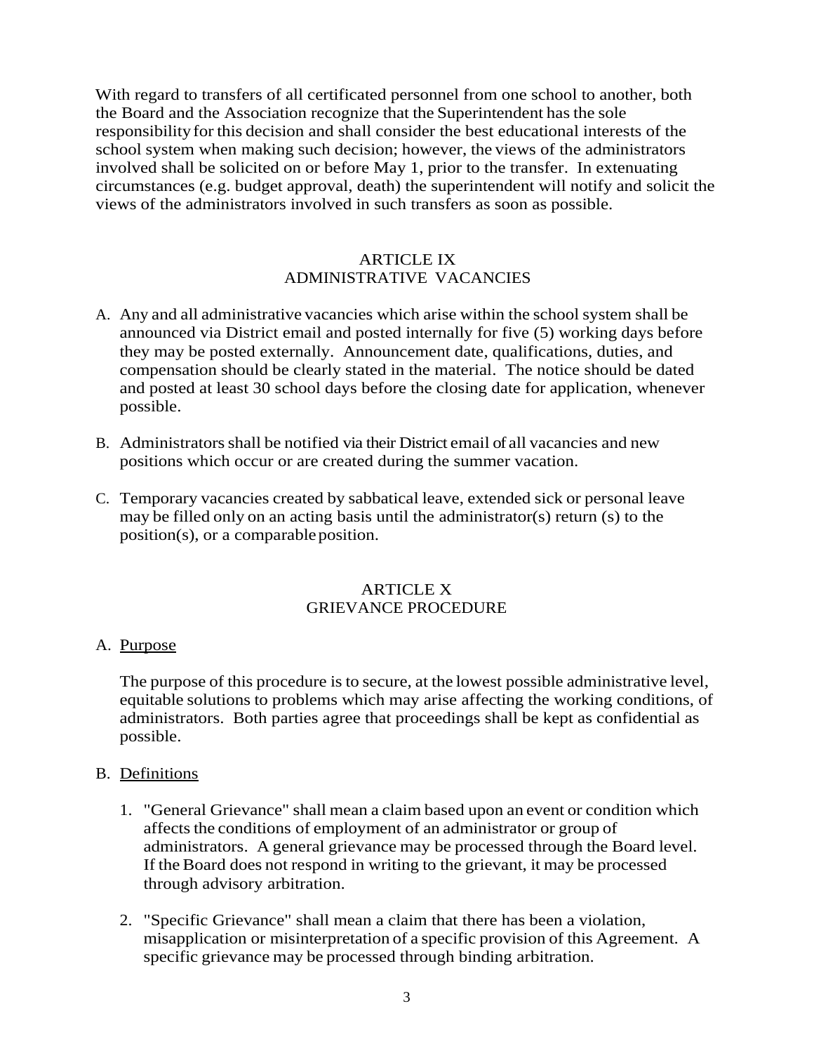With regard to transfers of all certificated personnel from one school to another, both the Board and the Association recognize that the Superintendent has the sole responsibility for this decision and shall consider the best educational interests of the school system when making such decision; however, the views of the administrators involved shall be solicited on or before May 1, prior to the transfer. In extenuating circumstances (e.g. budget approval, death) the superintendent will notify and solicit the views of the administrators involved in such transfers as soon as possible.

## ARTICLE IX
## ADMINISTRATIVE VACANCIES

A. Any and all administrative vacancies which arise within the school system shall be announced via District email and posted internally for five (5) working days before they may be posted externally. Announcement date, qualifications, duties, and compensation should be clearly stated in the material. The notice should be dated and posted at least 30 school days before the closing date for application, whenever possible.

B. Administrators shall be notified via their District email of all vacancies and new positions which occur or are created during the summer vacation.

C. Temporary vacancies created by sabbatical leave, extended sick or personal leave may be filled only on an acting basis until the administrator(s) return (s) to the position(s), or a comparable position.

## ARTICLE X
## GRIEVANCE PROCEDURE

A. <u>Purpose</u>

The purpose of this procedure is to secure, at the lowest possible administrative level, equitable solutions to problems which may arise affecting the working conditions, of administrators. Both parties agree that proceedings shall be kept as confidential as possible.

B. <u>Definitions</u>

1. "General Grievance" shall mean a claim based upon an event or condition which affects the conditions of employment of an administrator or group of administrators. A general grievance may be processed through the Board level. If the Board does not respond in writing to the grievant, it may be processed through advisory arbitration.

2. "Specific Grievance" shall mean a claim that there has been a violation, misapplication or misinterpretation of a specific provision of this Agreement. A specific grievance may be processed through binding arbitration.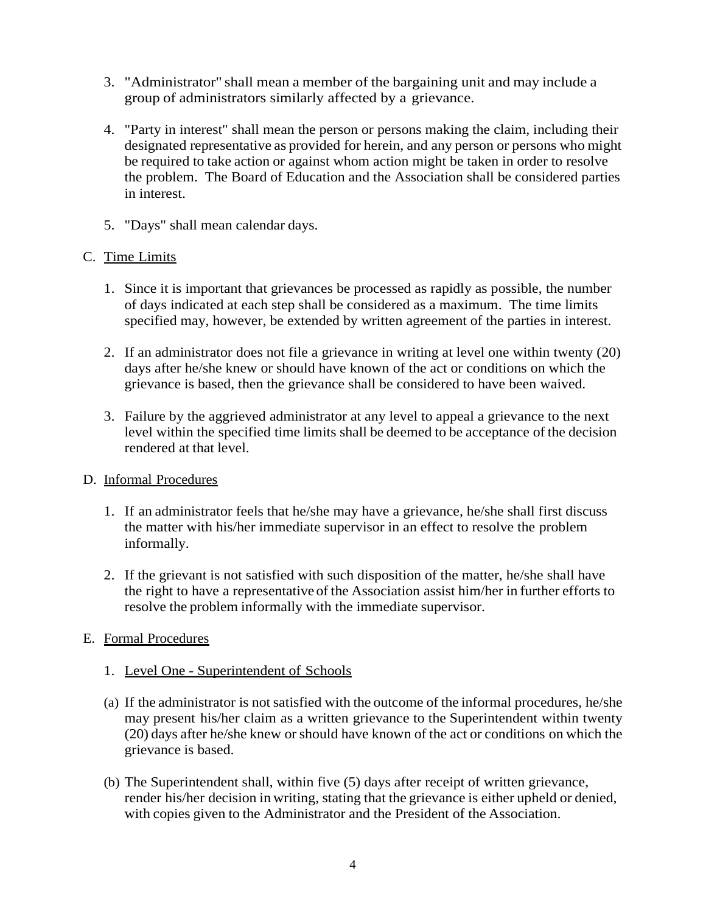3. "Administrator" shall mean a member of the bargaining unit and may include a group of administrators similarly affected by a grievance.

4. "Party in interest" shall mean the person or persons making the claim, including their designated representative as provided for herein, and any person or persons who might be required to take action or against whom action might be taken in order to resolve the problem. The Board of Education and the Association shall be considered parties in interest.

5. "Days" shall mean calendar days.

C. <u>Time Limits</u>

1. Since it is important that grievances be processed as rapidly as possible, the number of days indicated at each step shall be considered as a maximum. The time limits specified may, however, be extended by written agreement of the parties in interest.

2. If an administrator does not file a grievance in writing at level one within twenty (20) days after he/she knew or should have known of the act or conditions on which the grievance is based, then the grievance shall be considered to have been waived.

3. Failure by the aggrieved administrator at any level to appeal a grievance to the next level within the specified time limits shall be deemed to be acceptance of the decision rendered at that level.

D. <u>Informal Procedures</u>

1. If an administrator feels that he/she may have a grievance, he/she shall first discuss the matter with his/her immediate supervisor in an effect to resolve the problem informally.

2. If the grievant is not satisfied with such disposition of the matter, he/she shall have the right to have a representative of the Association assist him/her in further efforts to resolve the problem informally with the immediate supervisor.

E. <u>Formal Procedures</u>

1. <u>Level One - Superintendent of Schools</u>

(a) If the administrator is not satisfied with the outcome of the informal procedures, he/she may present his/her claim as a written grievance to the Superintendent within twenty (20) days after he/she knew or should have known of the act or conditions on which the grievance is based.

(b) The Superintendent shall, within five (5) days after receipt of written grievance, render his/her decision in writing, stating that the grievance is either upheld or denied, with copies given to the Administrator and the President of the Association.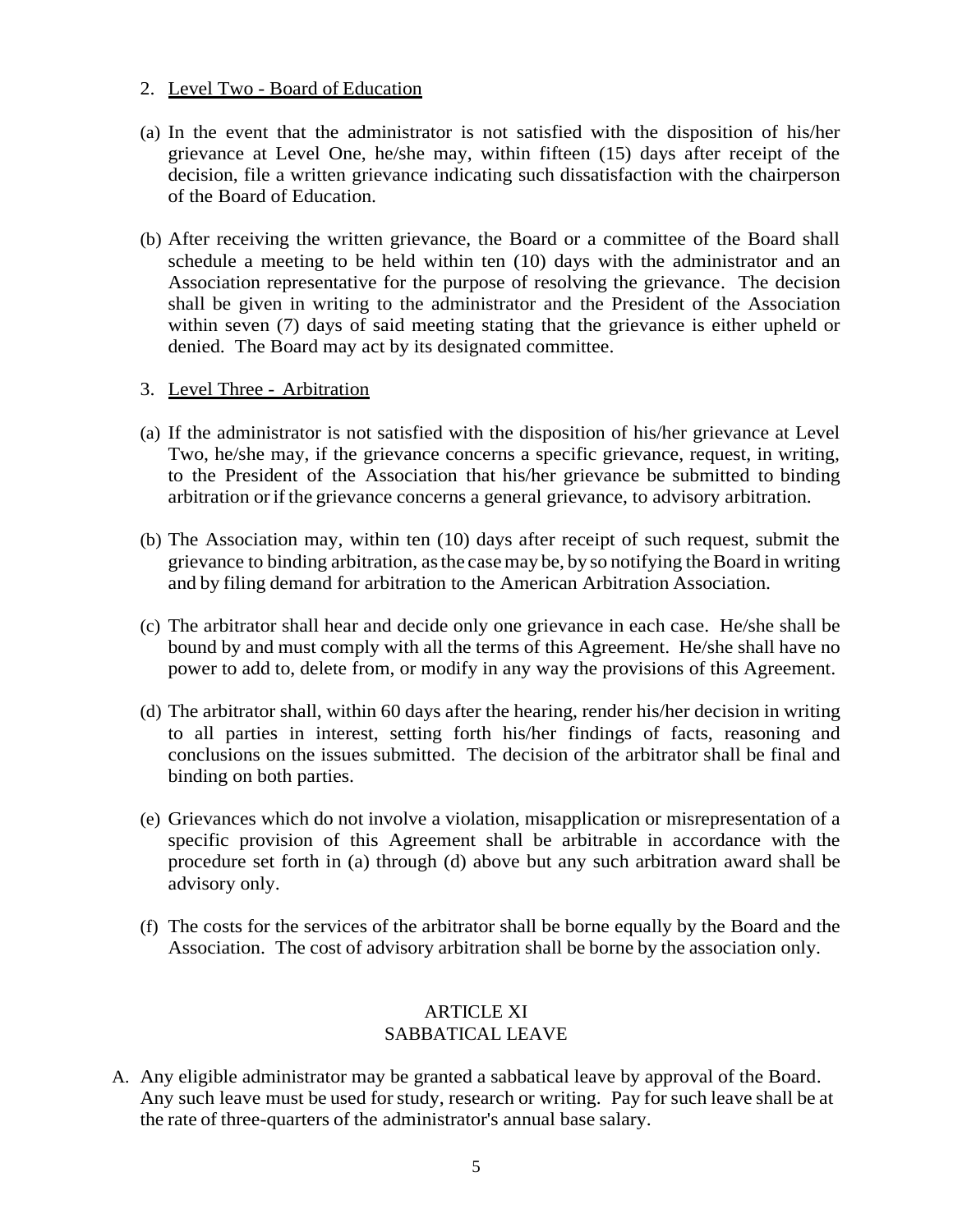2. Level Two - Board of Education

(a) In the event that the administrator is not satisfied with the disposition of his/her grievance at Level One, he/she may, within fifteen (15) days after receipt of the decision, file a written grievance indicating such dissatisfaction with the chairperson of the Board of Education.

(b) After receiving the written grievance, the Board or a committee of the Board shall schedule a meeting to be held within ten (10) days with the administrator and an Association representative for the purpose of resolving the grievance. The decision shall be given in writing to the administrator and the President of the Association within seven (7) days of said meeting stating that the grievance is either upheld or denied. The Board may act by its designated committee.

3. Level Three - Arbitration

(a) If the administrator is not satisfied with the disposition of his/her grievance at Level Two, he/she may, if the grievance concerns a specific grievance, request, in writing, to the President of the Association that his/her grievance be submitted to binding arbitration or if the grievance concerns a general grievance, to advisory arbitration.

(b) The Association may, within ten (10) days after receipt of such request, submit the grievance to binding arbitration, as the case may be, by so notifying the Board in writing and by filing demand for arbitration to the American Arbitration Association.

(c) The arbitrator shall hear and decide only one grievance in each case. He/she shall be bound by and must comply with all the terms of this Agreement. He/she shall have no power to add to, delete from, or modify in any way the provisions of this Agreement.

(d) The arbitrator shall, within 60 days after the hearing, render his/her decision in writing to all parties in interest, setting forth his/her findings of facts, reasoning and conclusions on the issues submitted. The decision of the arbitrator shall be final and binding on both parties.

(e) Grievances which do not involve a violation, misapplication or misrepresentation of a specific provision of this Agreement shall be arbitrable in accordance with the procedure set forth in (a) through (d) above but any such arbitration award shall be advisory only.

(f) The costs for the services of the arbitrator shall be borne equally by the Board and the Association. The cost of advisory arbitration shall be borne by the association only.

## ARTICLE XI
## SABBATICAL LEAVE

A. Any eligible administrator may be granted a sabbatical leave by approval of the Board. Any such leave must be used for study, research or writing. Pay for such leave shall be at the rate of three-quarters of the administrator's annual base salary.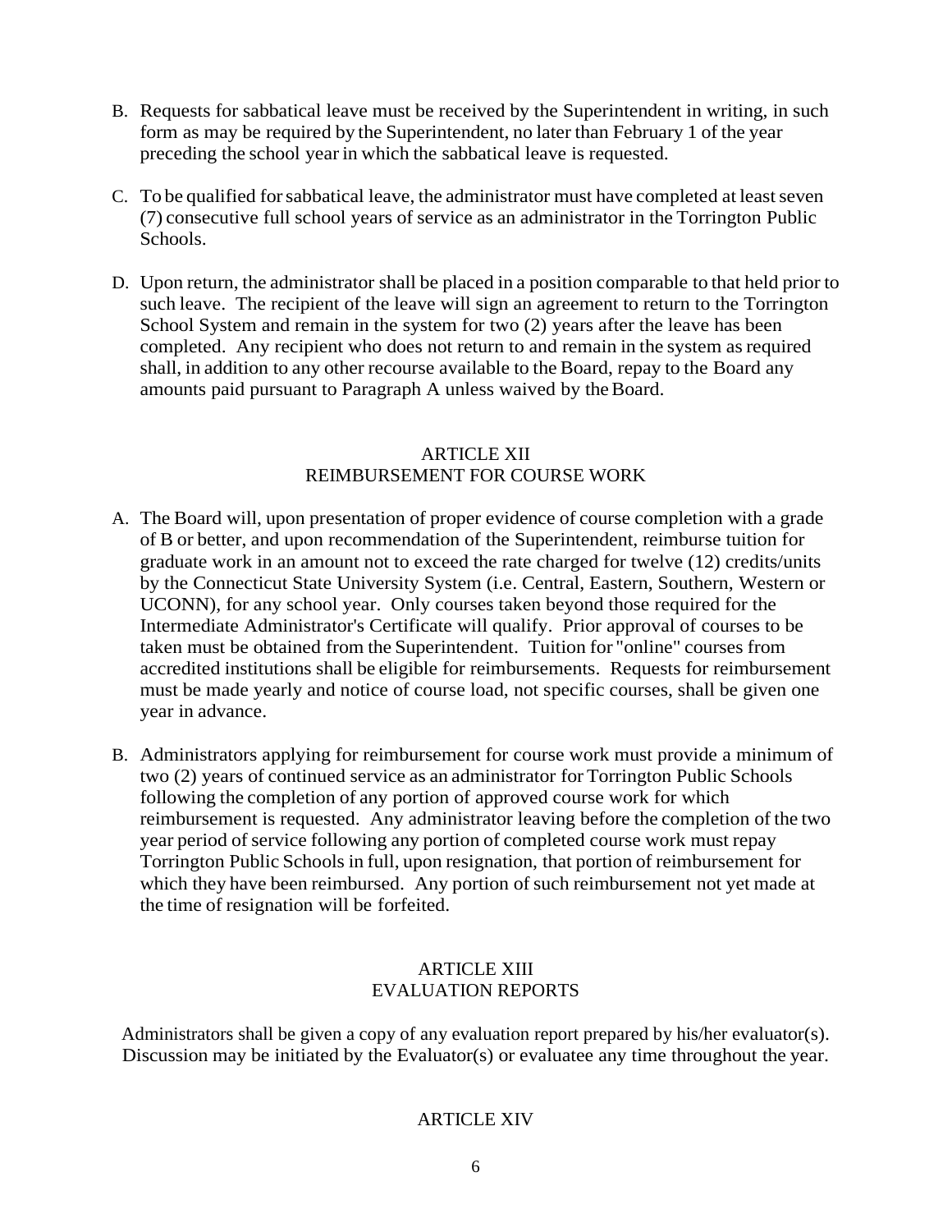B. Requests for sabbatical leave must be received by the Superintendent in writing, in such form as may be required by the Superintendent, no later than February 1 of the year preceding the school year in which the sabbatical leave is requested.

C. To be qualified for sabbatical leave, the administrator must have completed at least seven (7) consecutive full school years of service as an administrator in the Torrington Public Schools.

D. Upon return, the administrator shall be placed in a position comparable to that held prior to such leave. The recipient of the leave will sign an agreement to return to the Torrington School System and remain in the system for two (2) years after the leave has been completed. Any recipient who does not return to and remain in the system as required shall, in addition to any other recourse available to the Board, repay to the Board any amounts paid pursuant to Paragraph A unless waived by the Board.

## ARTICLE XII
## REIMBURSEMENT FOR COURSE WORK

A. The Board will, upon presentation of proper evidence of course completion with a grade of B or better, and upon recommendation of the Superintendent, reimburse tuition for graduate work in an amount not to exceed the rate charged for twelve (12) credits/units by the Connecticut State University System (i.e. Central, Eastern, Southern, Western or UCONN), for any school year. Only courses taken beyond those required for the Intermediate Administrator's Certificate will qualify. Prior approval of courses to be taken must be obtained from the Superintendent. Tuition for "online" courses from accredited institutions shall be eligible for reimbursements. Requests for reimbursement must be made yearly and notice of course load, not specific courses, shall be given one year in advance.

B. Administrators applying for reimbursement for course work must provide a minimum of two (2) years of continued service as an administrator for Torrington Public Schools following the completion of any portion of approved course work for which reimbursement is requested. Any administrator leaving before the completion of the two year period of service following any portion of completed course work must repay Torrington Public Schools in full, upon resignation, that portion of reimbursement for which they have been reimbursed. Any portion of such reimbursement not yet made at the time of resignation will be forfeited.

## ARTICLE XIII
## EVALUATION REPORTS

Administrators shall be given a copy of any evaluation report prepared by his/her evaluator(s). Discussion may be initiated by the Evaluator(s) or evaluatee any time throughout the year.

## ARTICLE XIV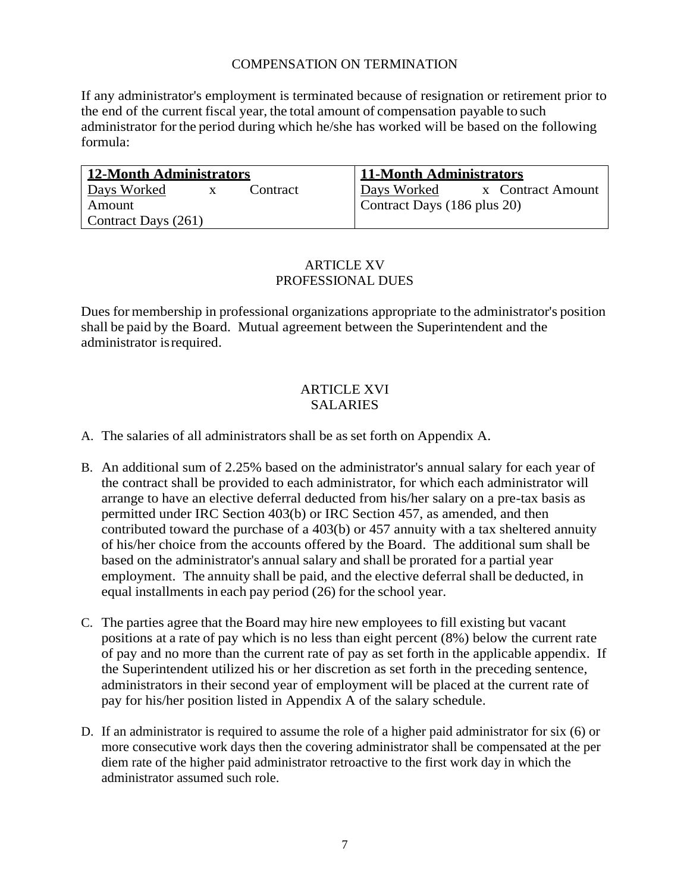## COMPENSATION ON TERMINATION

If any administrator's employment is terminated because of resignation or retirement prior to the end of the current fiscal year, the total amount of compensation payable to such administrator for the period during which he/she has worked will be based on the following formula:

| **12-Month Administrators** | **11-Month Administrators** |
|---|---|
| Days Worked x Contract Amount<br>Contract Days (261) | Days Worked x Contract Amount<br>Contract Days (186 plus 20) |

## ARTICLE XV
## PROFESSIONAL DUES

Dues for membership in professional organizations appropriate to the administrator's position shall be paid by the Board. Mutual agreement between the Superintendent and the administrator is required.

## ARTICLE XVI
## SALARIES

A. The salaries of all administrators shall be as set forth on Appendix A.

B. An additional sum of 2.25% based on the administrator's annual salary for each year of the contract shall be provided to each administrator, for which each administrator will arrange to have an elective deferral deducted from his/her salary on a pre-tax basis as permitted under IRC Section 403(b) or IRC Section 457, as amended, and then contributed toward the purchase of a 403(b) or 457 annuity with a tax sheltered annuity of his/her choice from the accounts offered by the Board. The additional sum shall be based on the administrator's annual salary and shall be prorated for a partial year employment. The annuity shall be paid, and the elective deferral shall be deducted, in equal installments in each pay period (26) for the school year.

C. The parties agree that the Board may hire new employees to fill existing but vacant positions at a rate of pay which is no less than eight percent (8%) below the current rate of pay and no more than the current rate of pay as set forth in the applicable appendix. If the Superintendent utilized his or her discretion as set forth in the preceding sentence, administrators in their second year of employment will be placed at the current rate of pay for his/her position listed in Appendix A of the salary schedule.

D. If an administrator is required to assume the role of a higher paid administrator for six (6) or more consecutive work days then the covering administrator shall be compensated at the per diem rate of the higher paid administrator retroactive to the first work day in which the administrator assumed such role.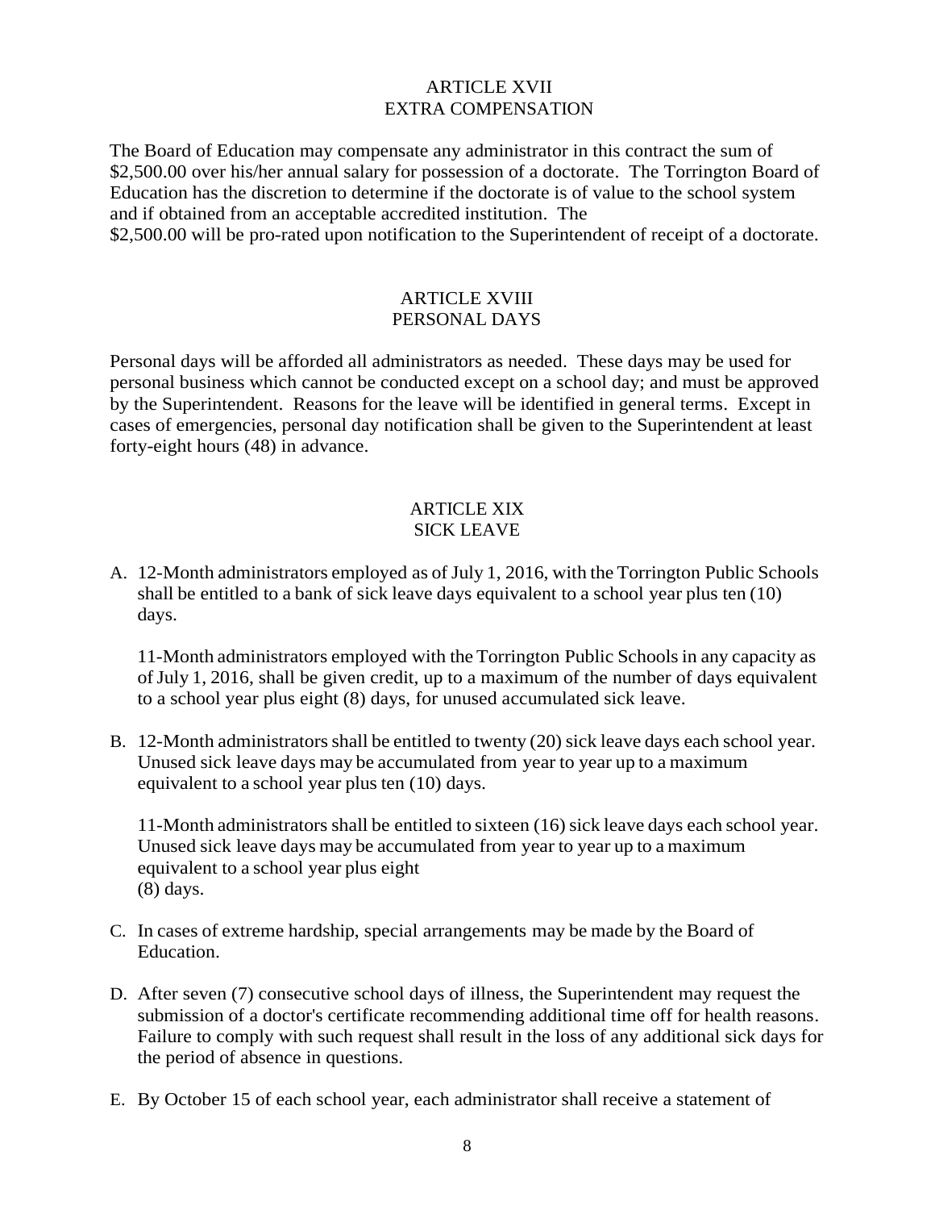## ARTICLE XVII
## EXTRA COMPENSATION

The Board of Education may compensate any administrator in this contract the sum of $2,500.00 over his/her annual salary for possession of a doctorate. The Torrington Board of Education has the discretion to determine if the doctorate is of value to the school system and if obtained from an acceptable accredited institution. The $2,500.00 will be pro-rated upon notification to the Superintendent of receipt of a doctorate.

## ARTICLE XVIII
## PERSONAL DAYS

Personal days will be afforded all administrators as needed. These days may be used for personal business which cannot be conducted except on a school day; and must be approved by the Superintendent. Reasons for the leave will be identified in general terms. Except in cases of emergencies, personal day notification shall be given to the Superintendent at least forty-eight hours (48) in advance.

## ARTICLE XIX
## SICK LEAVE

A. 12-Month administrators employed as of July 1, 2016, with the Torrington Public Schools shall be entitled to a bank of sick leave days equivalent to a school year plus ten (10) days.

   11-Month administrators employed with the Torrington Public Schools in any capacity as of July 1, 2016, shall be given credit, up to a maximum of the number of days equivalent to a school year plus eight (8) days, for unused accumulated sick leave.

B. 12-Month administrators shall be entitled to twenty (20) sick leave days each school year. Unused sick leave days may be accumulated from year to year up to a maximum equivalent to a school year plus ten (10) days.

   11-Month administrators shall be entitled to sixteen (16) sick leave days each school year. Unused sick leave days may be accumulated from year to year up to a maximum equivalent to a school year plus eight (8) days.

C. In cases of extreme hardship, special arrangements may be made by the Board of Education.

D. After seven (7) consecutive school days of illness, the Superintendent may request the submission of a doctor's certificate recommending additional time off for health reasons. Failure to comply with such request shall result in the loss of any additional sick days for the period of absence in questions.

E. By October 15 of each school year, each administrator shall receive a statement of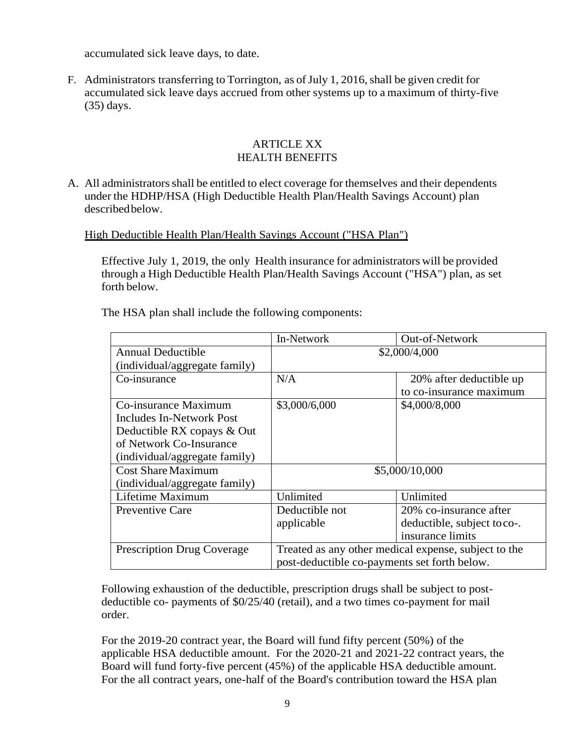accumulated sick leave days, to date.

F. Administrators transferring to Torrington, as of July 1, 2016, shall be given credit for accumulated sick leave days accrued from other systems up to a maximum of thirty-five (35) days.

## ARTICLE XX
## HEALTH BENEFITS

A. All administrators shall be entitled to elect coverage for themselves and their dependents under the HDHP/HSA (High Deductible Health Plan/Health Savings Account) plan described below.

<u>High Deductible Health Plan/Health Savings Account ("HSA Plan")</u>

Effective July 1, 2019, the only Health insurance for administrators will be provided through a High Deductible Health Plan/Health Savings Account ("HSA") plan, as set forth below.

The HSA plan shall include the following components:

| | In-Network | Out-of-Network |
|---|---|---|
| Annual Deductible (individual/aggregate family) | $2,000/4,000 | |
| Co-insurance | N/A | 20% after deductible up to co-insurance maximum |
| Co-insurance Maximum Includes In-Network Post Deductible RX copays & Out of Network Co-Insurance (individual/aggregate family) | $3,000/6,000 | $4,000/8,000 |
| Cost Share Maximum (individual/aggregate family) | $5,000/10,000 | |
| Lifetime Maximum | Unlimited | Unlimited |
| Preventive Care | Deductible not applicable | 20% co-insurance after deductible, subject to co-. insurance limits |
| Prescription Drug Coverage | Treated as any other medical expense, subject to the post-deductible co-payments set forth below. | |

Following exhaustion of the deductible, prescription drugs shall be subject to post-deductible co- payments of $0/25/40 (retail), and a two times co-payment for mail order.

For the 2019-20 contract year, the Board will fund fifty percent (50%) of the applicable HSA deductible amount. For the 2020-21 and 2021-22 contract years, the Board will fund forty-five percent (45%) of the applicable HSA deductible amount. For the all contract years, one-half of the Board's contribution toward the HSA plan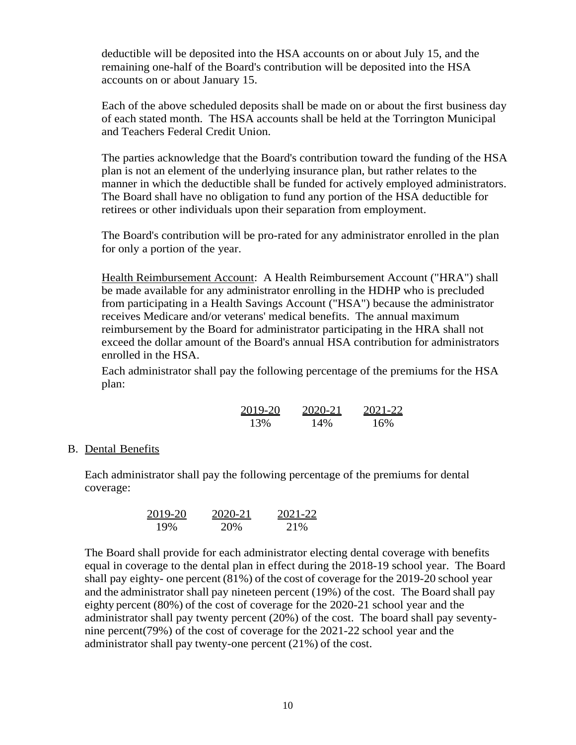deductible will be deposited into the HSA accounts on or about July 15, and the remaining one-half of the Board's contribution will be deposited into the HSA accounts on or about January 15.

Each of the above scheduled deposits shall be made on or about the first business day of each stated month. The HSA accounts shall be held at the Torrington Municipal and Teachers Federal Credit Union.

The parties acknowledge that the Board's contribution toward the funding of the HSA plan is not an element of the underlying insurance plan, but rather relates to the manner in which the deductible shall be funded for actively employed administrators. The Board shall have no obligation to fund any portion of the HSA deductible for retirees or other individuals upon their separation from employment.

The Board's contribution will be pro-rated for any administrator enrolled in the plan for only a portion of the year.

Health Reimbursement Account: A Health Reimbursement Account ("HRA") shall be made available for any administrator enrolling in the HDHP who is precluded from participating in a Health Savings Account ("HSA") because the administrator receives Medicare and/or veterans' medical benefits. The annual maximum reimbursement by the Board for administrator participating in the HRA shall not exceed the dollar amount of the Board's annual HSA contribution for administrators enrolled in the HSA.

Each administrator shall pay the following percentage of the premiums for the HSA plan:

| 2019-20 | 2020-21 | 2021-22 |
|---|---|---|
| 13% | 14% | 16% |

B. Dental Benefits

Each administrator shall pay the following percentage of the premiums for dental coverage:

| 2019-20 | 2020-21 | 2021-22 |
|---|---|---|
| 19% | 20% | 21% |

The Board shall provide for each administrator electing dental coverage with benefits equal in coverage to the dental plan in effect during the 2018-19 school year. The Board shall pay eighty- one percent (81%) of the cost of coverage for the 2019-20 school year and the administrator shall pay nineteen percent (19%) of the cost. The Board shall pay eighty percent (80%) of the cost of coverage for the 2020-21 school year and the administrator shall pay twenty percent (20%) of the cost. The board shall pay seventy-nine percent(79%) of the cost of coverage for the 2021-22 school year and the administrator shall pay twenty-one percent (21%) of the cost.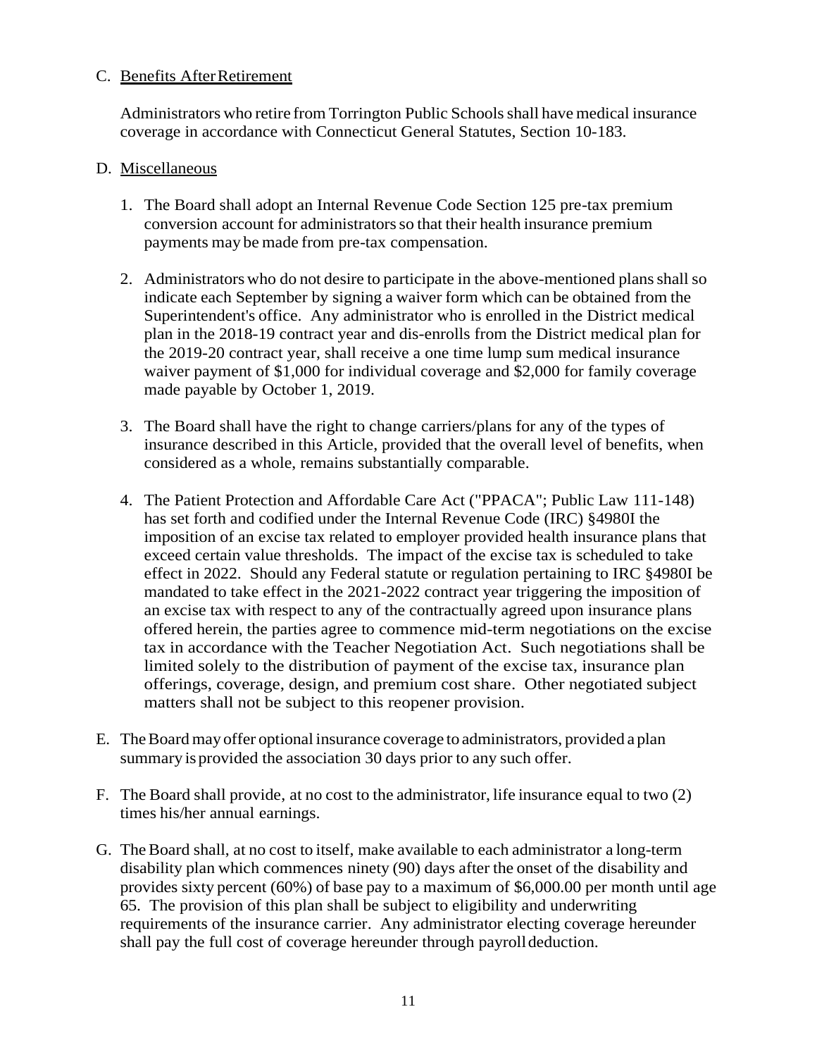C. <u>Benefits After Retirement</u>

Administrators who retire from Torrington Public Schools shall have medical insurance coverage in accordance with Connecticut General Statutes, Section 10-183.

D. <u>Miscellaneous</u>

1. The Board shall adopt an Internal Revenue Code Section 125 pre-tax premium conversion account for administrators so that their health insurance premium payments may be made from pre-tax compensation.

2. Administrators who do not desire to participate in the above-mentioned plans shall so indicate each September by signing a waiver form which can be obtained from the Superintendent's office. Any administrator who is enrolled in the District medical plan in the 2018-19 contract year and dis-enrolls from the District medical plan for the 2019-20 contract year, shall receive a one time lump sum medical insurance waiver payment of $1,000 for individual coverage and $2,000 for family coverage made payable by October 1, 2019.

3. The Board shall have the right to change carriers/plans for any of the types of insurance described in this Article, provided that the overall level of benefits, when considered as a whole, remains substantially comparable.

4. The Patient Protection and Affordable Care Act ("PPACA"; Public Law 111-148) has set forth and codified under the Internal Revenue Code (IRC) §4980I the imposition of an excise tax related to employer provided health insurance plans that exceed certain value thresholds. The impact of the excise tax is scheduled to take effect in 2022. Should any Federal statute or regulation pertaining to IRC §4980I be mandated to take effect in the 2021-2022 contract year triggering the imposition of an excise tax with respect to any of the contractually agreed upon insurance plans offered herein, the parties agree to commence mid-term negotiations on the excise tax in accordance with the Teacher Negotiation Act. Such negotiations shall be limited solely to the distribution of payment of the excise tax, insurance plan offerings, coverage, design, and premium cost share. Other negotiated subject matters shall not be subject to this reopener provision.

E. The Board may offer optional insurance coverage to administrators, provided a plan summary is provided the association 30 days prior to any such offer.

F. The Board shall provide, at no cost to the administrator, life insurance equal to two (2) times his/her annual earnings.

G. The Board shall, at no cost to itself, make available to each administrator a long-term disability plan which commences ninety (90) days after the onset of the disability and provides sixty percent (60%) of base pay to a maximum of $6,000.00 per month until age 65. The provision of this plan shall be subject to eligibility and underwriting requirements of the insurance carrier. Any administrator electing coverage hereunder shall pay the full cost of coverage hereunder through payroll deduction.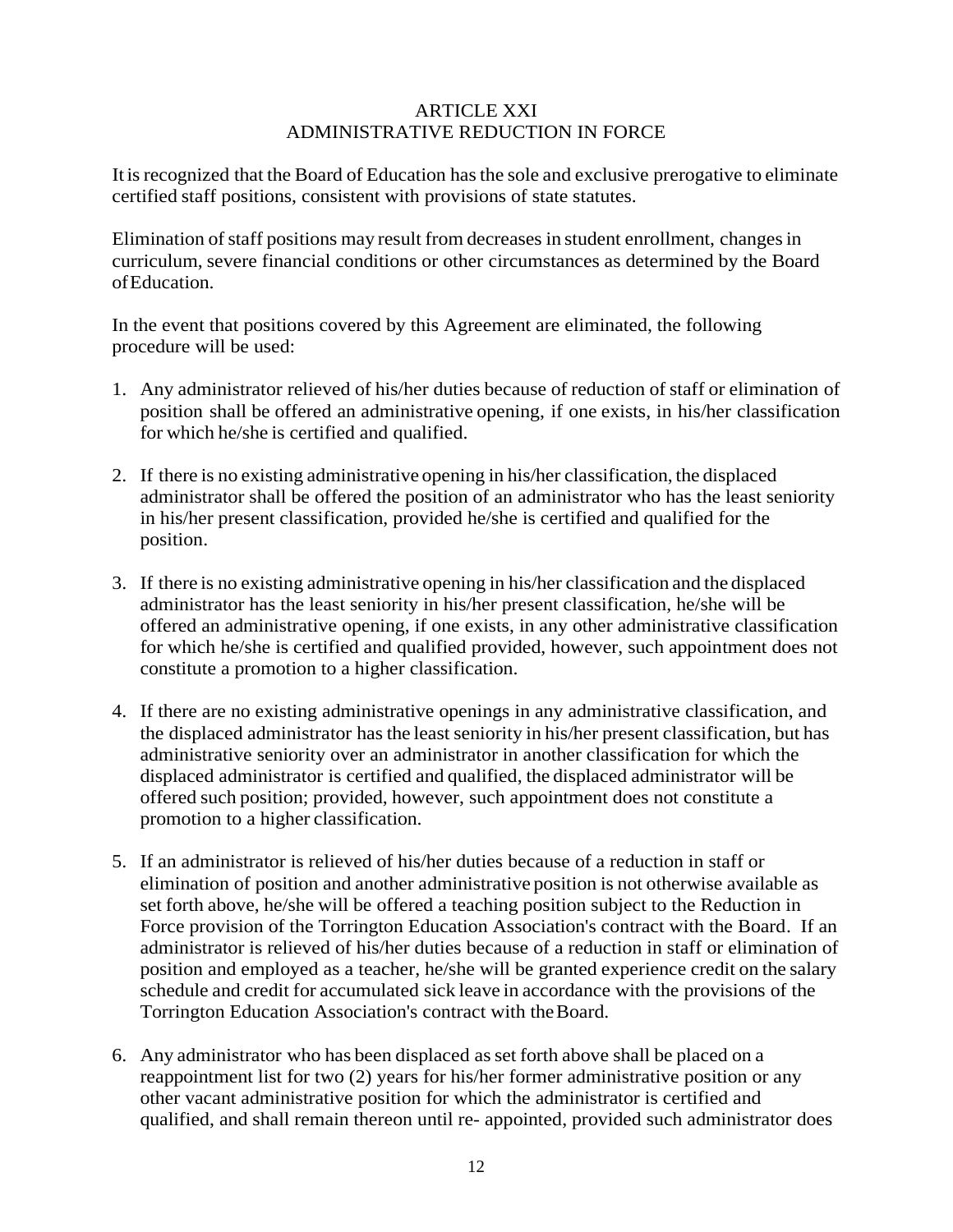# ARTICLE XXI
## ADMINISTRATIVE REDUCTION IN FORCE

It is recognized that the Board of Education has the sole and exclusive prerogative to eliminate certified staff positions, consistent with provisions of state statutes.

Elimination of staff positions may result from decreases in student enrollment, changes in curriculum, severe financial conditions or other circumstances as determined by the Board of Education.

In the event that positions covered by this Agreement are eliminated, the following procedure will be used:

1. Any administrator relieved of his/her duties because of reduction of staff or elimination of position shall be offered an administrative opening, if one exists, in his/her classification for which he/she is certified and qualified.

2. If there is no existing administrative opening in his/her classification, the displaced administrator shall be offered the position of an administrator who has the least seniority in his/her present classification, provided he/she is certified and qualified for the position.

3. If there is no existing administrative opening in his/her classification and the displaced administrator has the least seniority in his/her present classification, he/she will be offered an administrative opening, if one exists, in any other administrative classification for which he/she is certified and qualified provided, however, such appointment does not constitute a promotion to a higher classification.

4. If there are no existing administrative openings in any administrative classification, and the displaced administrator has the least seniority in his/her present classification, but has administrative seniority over an administrator in another classification for which the displaced administrator is certified and qualified, the displaced administrator will be offered such position; provided, however, such appointment does not constitute a promotion to a higher classification.

5. If an administrator is relieved of his/her duties because of a reduction in staff or elimination of position and another administrative position is not otherwise available as set forth above, he/she will be offered a teaching position subject to the Reduction in Force provision of the Torrington Education Association's contract with the Board. If an administrator is relieved of his/her duties because of a reduction in staff or elimination of position and employed as a teacher, he/she will be granted experience credit on the salary schedule and credit for accumulated sick leave in accordance with the provisions of the Torrington Education Association's contract with the Board.

6. Any administrator who has been displaced as set forth above shall be placed on a reappointment list for two (2) years for his/her former administrative position or any other vacant administrative position for which the administrator is certified and qualified, and shall remain thereon until re- appointed, provided such administrator does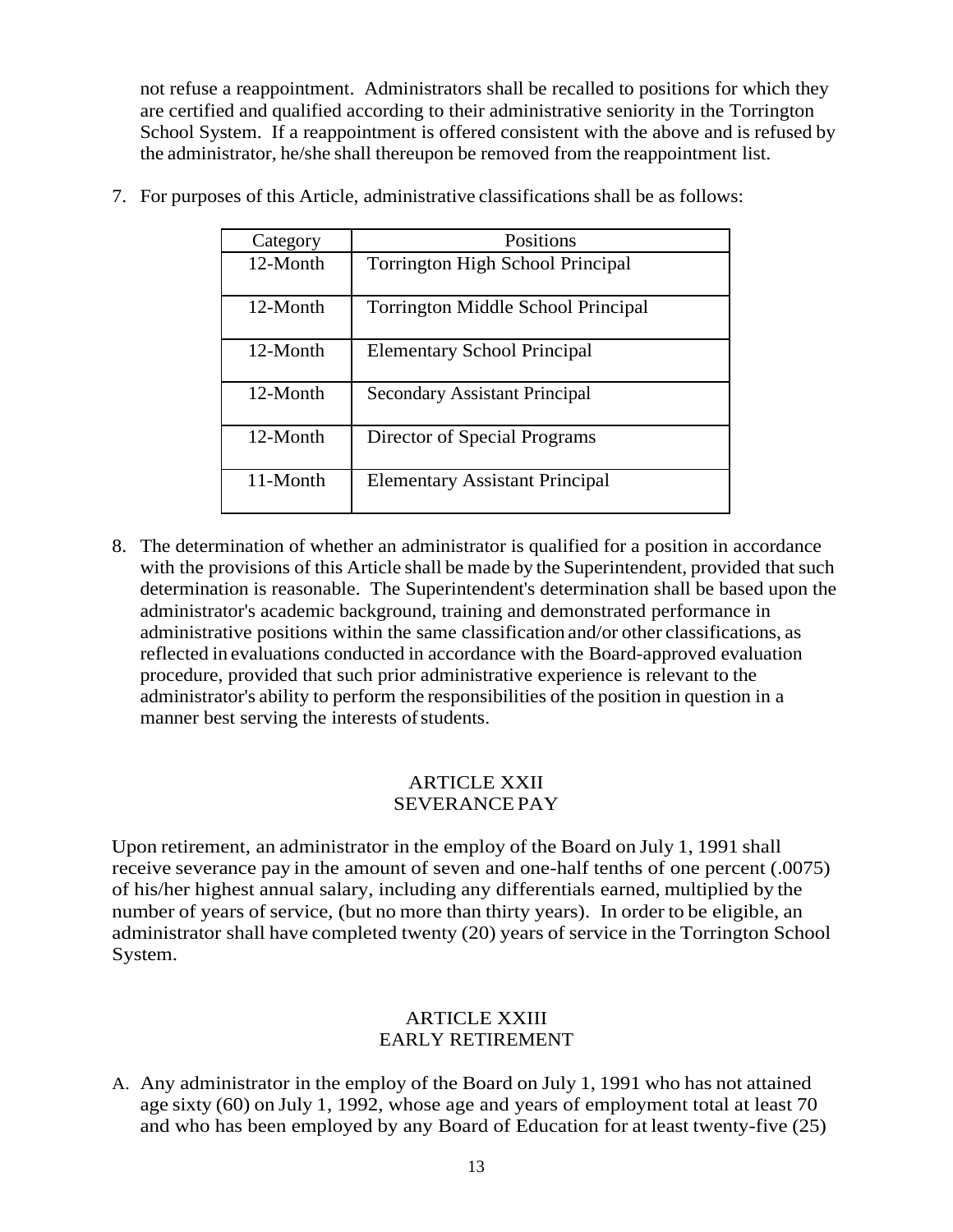not refuse a reappointment. Administrators shall be recalled to positions for which they are certified and qualified according to their administrative seniority in the Torrington School System. If a reappointment is offered consistent with the above and is refused by the administrator, he/she shall thereupon be removed from the reappointment list.

7. For purposes of this Article, administrative classifications shall be as follows:

| Category | Positions |
|---|---|
| 12-Month | Torrington High School Principal |
| 12-Month | Torrington Middle School Principal |
| 12-Month | Elementary School Principal |
| 12-Month | Secondary Assistant Principal |
| 12-Month | Director of Special Programs |
| 11-Month | Elementary Assistant Principal |

8. The determination of whether an administrator is qualified for a position in accordance with the provisions of this Article shall be made by the Superintendent, provided that such determination is reasonable. The Superintendent's determination shall be based upon the administrator's academic background, training and demonstrated performance in administrative positions within the same classification and/or other classifications, as reflected in evaluations conducted in accordance with the Board-approved evaluation procedure, provided that such prior administrative experience is relevant to the administrator's ability to perform the responsibilities of the position in question in a manner best serving the interests of students.

## ARTICLE XXII
## SEVERANCE PAY

Upon retirement, an administrator in the employ of the Board on July 1, 1991 shall receive severance pay in the amount of seven and one-half tenths of one percent (.0075) of his/her highest annual salary, including any differentials earned, multiplied by the number of years of service, (but no more than thirty years). In order to be eligible, an administrator shall have completed twenty (20) years of service in the Torrington School System.

## ARTICLE XXIII
## EARLY RETIREMENT

A. Any administrator in the employ of the Board on July 1, 1991 who has not attained age sixty (60) on July 1, 1992, whose age and years of employment total at least 70 and who has been employed by any Board of Education for at least twenty-five (25)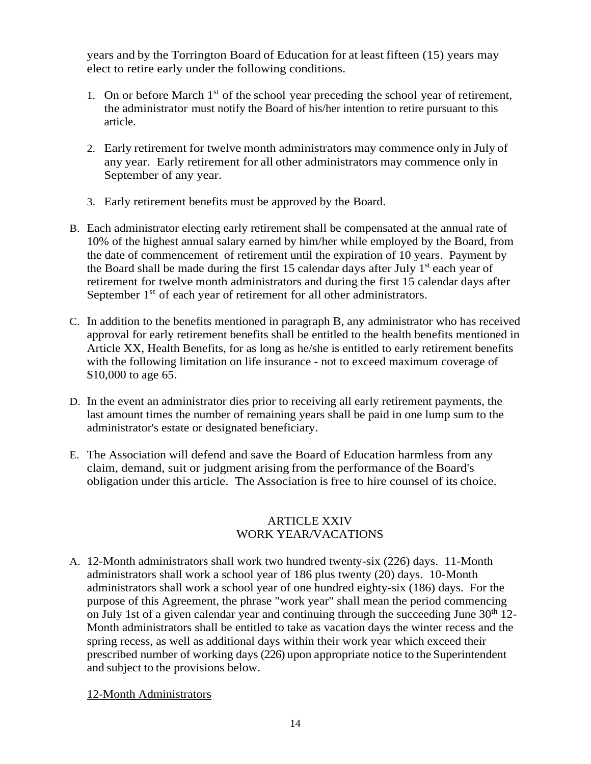years and by the Torrington Board of Education for at least fifteen (15) years may elect to retire early under the following conditions.

1. On or before March 1st of the school year preceding the school year of retirement, the administrator must notify the Board of his/her intention to retire pursuant to this article.

2. Early retirement for twelve month administrators may commence only in July of any year. Early retirement for all other administrators may commence only in September of any year.

3. Early retirement benefits must be approved by the Board.

B. Each administrator electing early retirement shall be compensated at the annual rate of 10% of the highest annual salary earned by him/her while employed by the Board, from the date of commencement of retirement until the expiration of 10 years. Payment by the Board shall be made during the first 15 calendar days after July 1st each year of retirement for twelve month administrators and during the first 15 calendar days after September 1st of each year of retirement for all other administrators.

C. In addition to the benefits mentioned in paragraph B, any administrator who has received approval for early retirement benefits shall be entitled to the health benefits mentioned in Article XX, Health Benefits, for as long as he/she is entitled to early retirement benefits with the following limitation on life insurance - not to exceed maximum coverage of $10,000 to age 65.

D. In the event an administrator dies prior to receiving all early retirement payments, the last amount times the number of remaining years shall be paid in one lump sum to the administrator's estate or designated beneficiary.

E. The Association will defend and save the Board of Education harmless from any claim, demand, suit or judgment arising from the performance of the Board's obligation under this article. The Association is free to hire counsel of its choice.

## ARTICLE XXIV
## WORK YEAR/VACATIONS

A. 12-Month administrators shall work two hundred twenty-six (226) days. 11-Month administrators shall work a school year of 186 plus twenty (20) days. 10-Month administrators shall work a school year of one hundred eighty-six (186) days. For the purpose of this Agreement, the phrase "work year" shall mean the period commencing on July 1st of a given calendar year and continuing through the succeeding June 30th 12-Month administrators shall be entitled to take as vacation days the winter recess and the spring recess, as well as additional days within their work year which exceed their prescribed number of working days (226) upon appropriate notice to the Superintendent and subject to the provisions below.

<u>12-Month Administrators</u>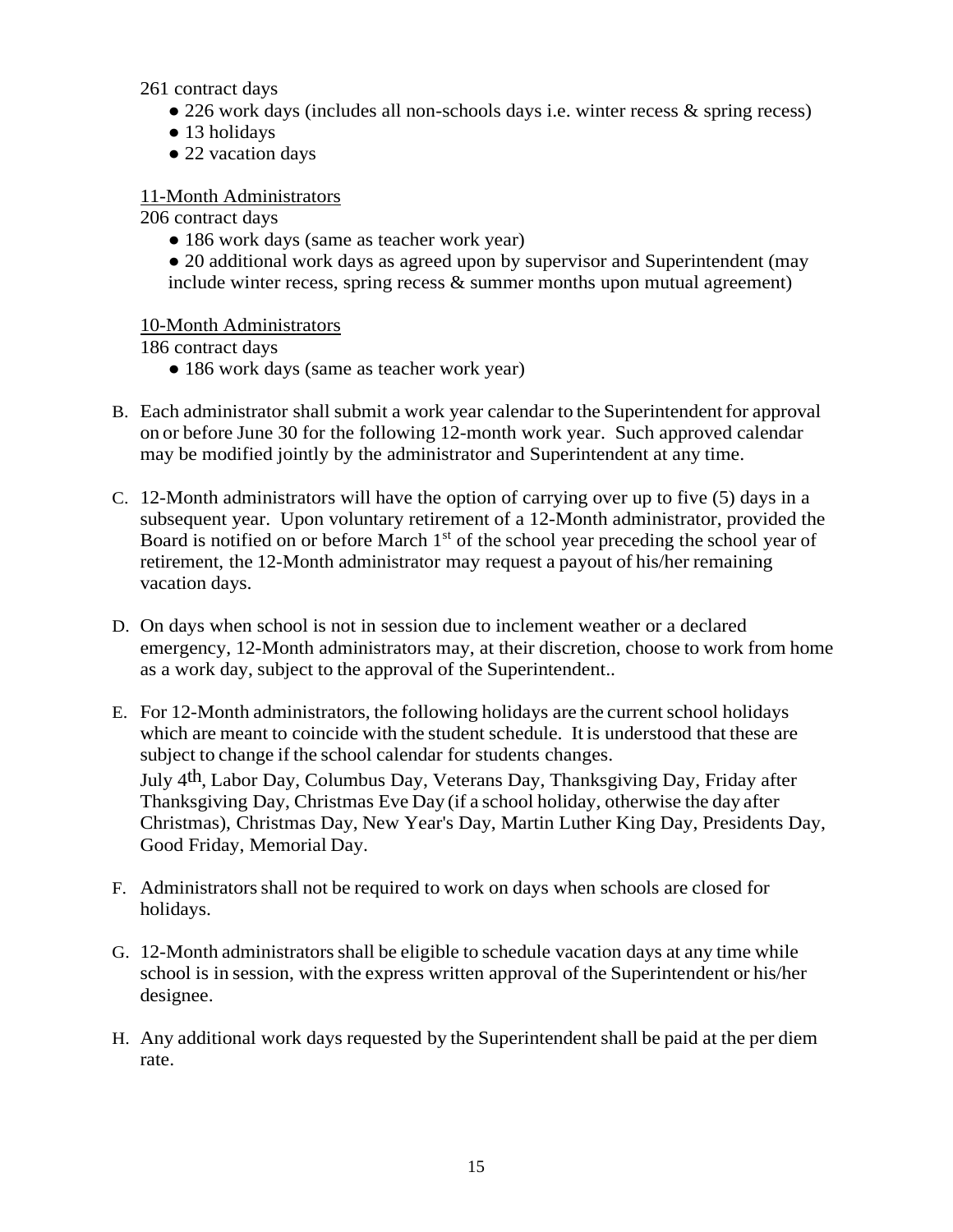261 contract days

- 226 work days (includes all non-schools days i.e. winter recess & spring recess)
- 13 holidays
- 22 vacation days

<u>11-Month Administrators</u>

206 contract days

- 186 work days (same as teacher work year)
- 20 additional work days as agreed upon by supervisor and Superintendent (may include winter recess, spring recess & summer months upon mutual agreement)

<u>10-Month Administrators</u>

186 contract days

- 186 work days (same as teacher work year)

B. Each administrator shall submit a work year calendar to the Superintendent for approval on or before June 30 for the following 12-month work year. Such approved calendar may be modified jointly by the administrator and Superintendent at any time.

C. 12-Month administrators will have the option of carrying over up to five (5) days in a subsequent year. Upon voluntary retirement of a 12-Month administrator, provided the Board is notified on or before March 1st of the school year preceding the school year of retirement, the 12-Month administrator may request a payout of his/her remaining vacation days.

D. On days when school is not in session due to inclement weather or a declared emergency, 12-Month administrators may, at their discretion, choose to work from home as a work day, subject to the approval of the Superintendent..

E. For 12-Month administrators, the following holidays are the current school holidays which are meant to coincide with the student schedule. It is understood that these are subject to change if the school calendar for students changes.
July 4th, Labor Day, Columbus Day, Veterans Day, Thanksgiving Day, Friday after Thanksgiving Day, Christmas Eve Day (if a school holiday, otherwise the day after Christmas), Christmas Day, New Year's Day, Martin Luther King Day, Presidents Day, Good Friday, Memorial Day.

F. Administrators shall not be required to work on days when schools are closed for holidays.

G. 12-Month administrators shall be eligible to schedule vacation days at any time while school is in session, with the express written approval of the Superintendent or his/her designee.

H. Any additional work days requested by the Superintendent shall be paid at the per diem rate.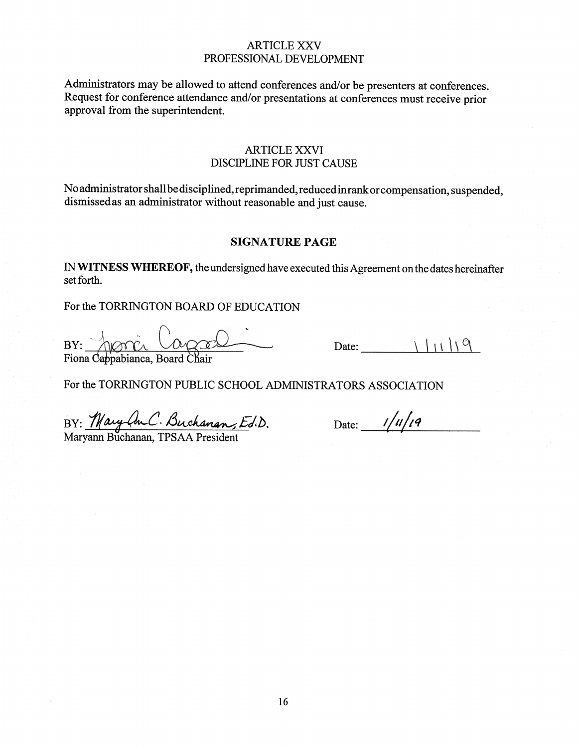## ARTICLE XXV
## PROFESSIONAL DEVELOPMENT

Administrators may be allowed to attend conferences and/or be presenters at conferences. Request for conference attendance and/or presentations at conferences must receive prior approval from the superintendent.

## ARTICLE XXVI
## DISCIPLINE FOR JUST CAUSE

No administrator shall be disciplined, reprimanded, reduced in rank or compensation, suspended, dismissed as an administrator without reasonable and just cause.

## SIGNATURE PAGE

IN **WITNESS WHEREOF,** the undersigned have executed this Agreement on the dates hereinafter set forth.

For the TORRINGTON BOARD OF EDUCATION

BY: Fiona Cappabianca (signature)
Fiona Cappabianca, Board Chair

Date: 1/11/19

For the TORRINGTON PUBLIC SCHOOL ADMINISTRATORS ASSOCIATION

BY: MaryAnn C. Buchanan, Ed.D. (signature)
Maryann Buchanan, TPSAA President

Date: 1/11/19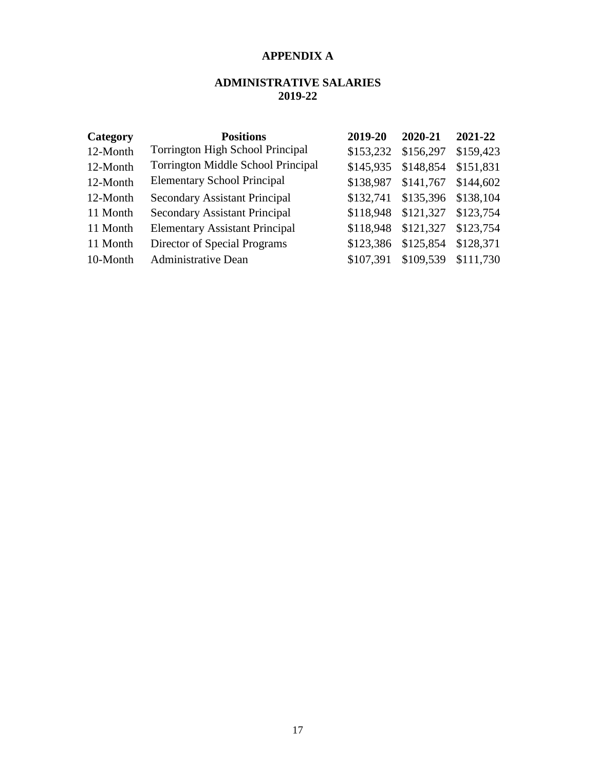# APPENDIX A

## ADMINISTRATIVE SALARIES
## 2019-22

| Category | Positions | 2019-20 | 2020-21 | 2021-22 |
|---|---|---|---|---|
| 12-Month | Torrington High School Principal | $153,232 | $156,297 | $159,423 |
| 12-Month | Torrington Middle School Principal | $145,935 | $148,854 | $151,831 |
| 12-Month | Elementary School Principal | $138,987 | $141,767 | $144,602 |
| 12-Month | Secondary Assistant Principal | $132,741 | $135,396 | $138,104 |
| 11 Month | Secondary Assistant Principal | $118,948 | $121,327 | $123,754 |
| 11 Month | Elementary Assistant Principal | $118,948 | $121,327 | $123,754 |
| 11 Month | Director of Special Programs | $123,386 | $125,854 | $128,371 |
| 10-Month | Administrative Dean | $107,391 | $109,539 | $111,730 |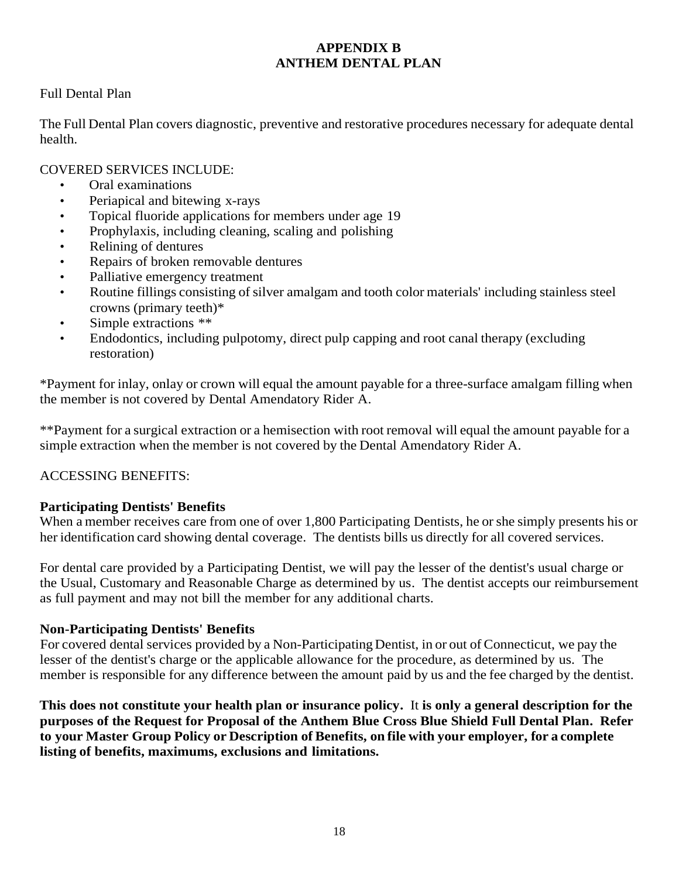# APPENDIX B
# ANTHEM DENTAL PLAN

Full Dental Plan

The Full Dental Plan covers diagnostic, preventive and restorative procedures necessary for adequate dental health.

COVERED SERVICES INCLUDE:

- Oral examinations
- Periapical and bitewing x-rays
- Topical fluoride applications for members under age 19
- Prophylaxis, including cleaning, scaling and polishing
- Relining of dentures
- Repairs of broken removable dentures
- Palliative emergency treatment
- Routine fillings consisting of silver amalgam and tooth color materials' including stainless steel crowns (primary teeth)*
- Simple extractions **
- Endodontics, including pulpotomy, direct pulp capping and root canal therapy (excluding restoration)

*Payment for inlay, onlay or crown will equal the amount payable for a three-surface amalgam filling when the member is not covered by Dental Amendatory Rider A.

**Payment for a surgical extraction or a hemisection with root removal will equal the amount payable for a simple extraction when the member is not covered by the Dental Amendatory Rider A.

ACCESSING BENEFITS:

**Participating Dentists' Benefits**
When a member receives care from one of over 1,800 Participating Dentists, he or she simply presents his or her identification card showing dental coverage. The dentists bills us directly for all covered services.

For dental care provided by a Participating Dentist, we will pay the lesser of the dentist's usual charge or the Usual, Customary and Reasonable Charge as determined by us. The dentist accepts our reimbursement as full payment and may not bill the member for any additional charts.

**Non-Participating Dentists' Benefits**
For covered dental services provided by a Non-Participating Dentist, in or out of Connecticut, we pay the lesser of the dentist's charge or the applicable allowance for the procedure, as determined by us. The member is responsible for any difference between the amount paid by us and the fee charged by the dentist.

**This does not constitute your health plan or insurance policy.** It **is only a general description for the purposes of the Request for Proposal of the Anthem Blue Cross Blue Shield Full Dental Plan. Refer to your Master Group Policy or Description of Benefits, on file with your employer, for a complete listing of benefits, maximums, exclusions and limitations.**